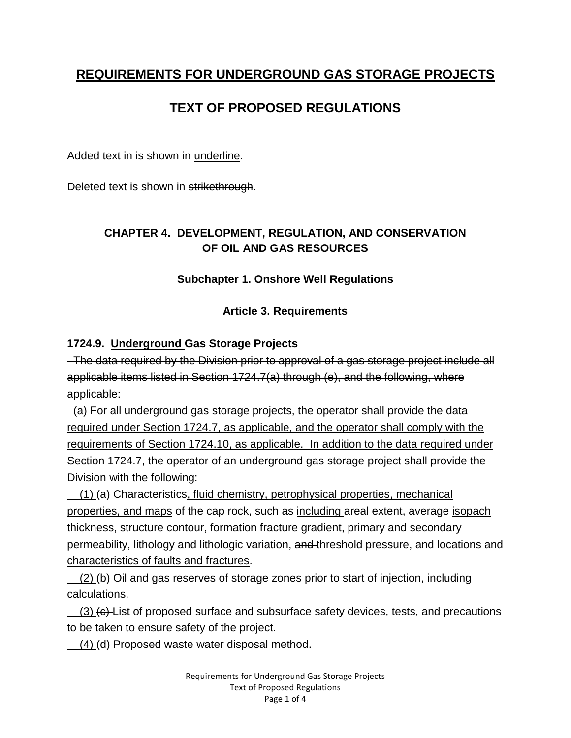# <u>REQUIREMENTS FOR UNDERGROUND GAS STORAGE PROJECTS</u>

# TEXT OF PROPOSED REGULATIONS

Added text in is shown in <u>underline</u>.

Deleted text is shown in ~~strikethrough~~.

### CHAPTER 4. DEVELOPMENT, REGULATION, AND CONSERVATION OF OIL AND GAS RESOURCES

#### Subchapter 1. Onshore Well Regulations

#### Article 3. Requirements

**1724.9. <u>Underground</u> Gas Storage Projects**

~~The data required by the Division prior to approval of a gas storage project include all applicable items listed in Section 1724.7(a) through (e), and the following, where applicable:~~

<u>(a) For all underground gas storage projects, the operator shall provide the data required under Section 1724.7, as applicable, and the operator shall comply with the requirements of Section 1724.10, as applicable. In addition to the data required under Section 1724.7, the operator of an underground gas storage project shall provide the Division with the following:</u>

<u>(1)</u> ~~(a)~~ Characteristics<u>, fluid chemistry, petrophysical properties, mechanical properties, and maps</u> of the cap rock, ~~such as~~ <u>including</u> areal extent, ~~average~~ <u>isopach</u> thickness, <u>structure contour, formation fracture gradient, primary and secondary permeability, lithology and lithologic variation,</u> ~~and~~ threshold pressure<u>, and locations and characteristics of faults and fractures</u>.

<u>(2)</u> ~~(b)~~ Oil and gas reserves of storage zones prior to start of injection, including calculations.

<u>(3)</u> ~~(c)~~ List of proposed surface and subsurface safety devices, tests, and precautions to be taken to ensure safety of the project.

<u>(4)</u> ~~(d)~~ Proposed waste water disposal method.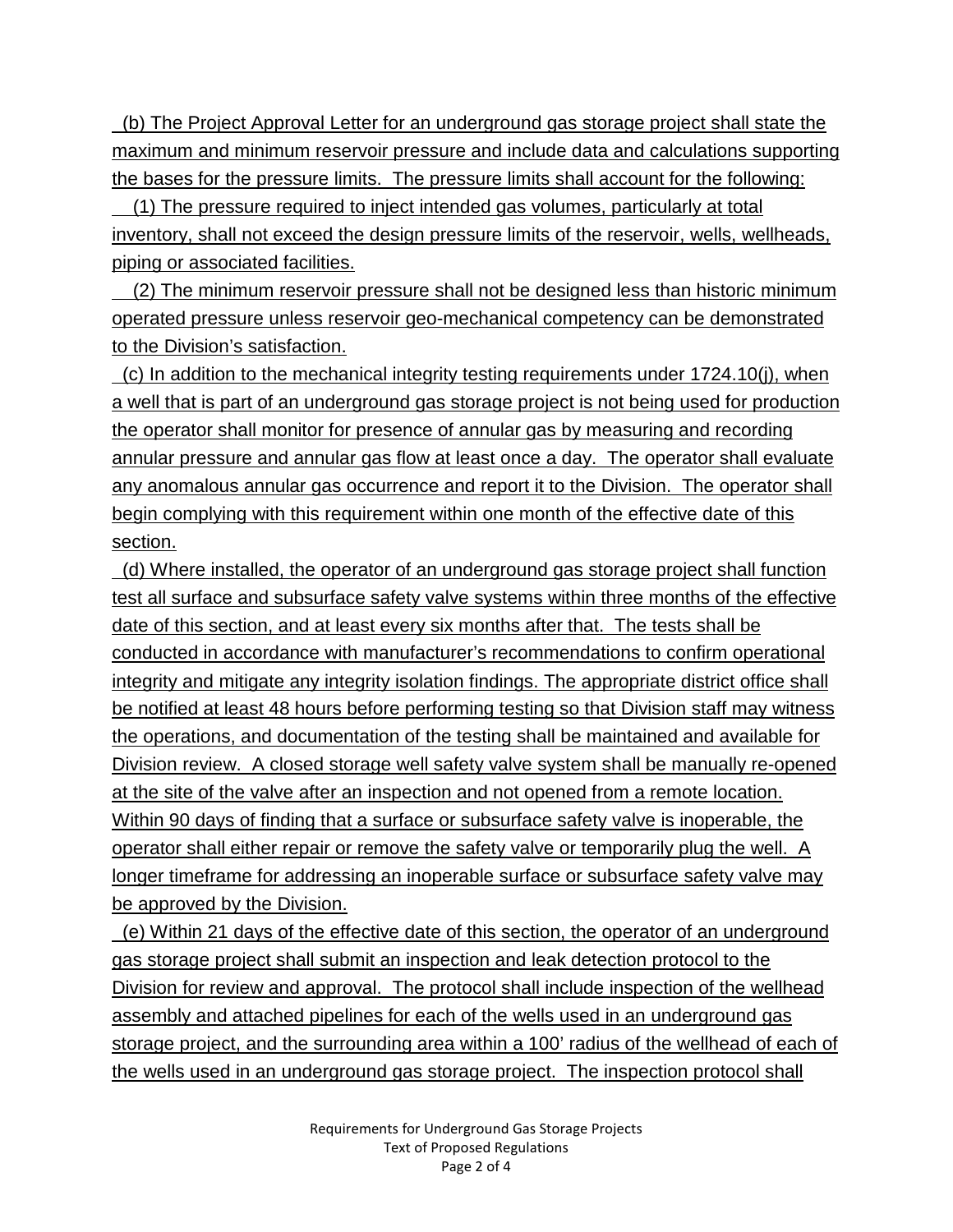(b) The Project Approval Letter for an underground gas storage project shall state the maximum and minimum reservoir pressure and include data and calculations supporting the bases for the pressure limits. The pressure limits shall account for the following:

(1) The pressure required to inject intended gas volumes, particularly at total inventory, shall not exceed the design pressure limits of the reservoir, wells, wellheads, piping or associated facilities.

(2) The minimum reservoir pressure shall not be designed less than historic minimum operated pressure unless reservoir geo-mechanical competency can be demonstrated to the Division's satisfaction.

(c) In addition to the mechanical integrity testing requirements under 1724.10(j), when a well that is part of an underground gas storage project is not being used for production the operator shall monitor for presence of annular gas by measuring and recording annular pressure and annular gas flow at least once a day. The operator shall evaluate any anomalous annular gas occurrence and report it to the Division. The operator shall begin complying with this requirement within one month of the effective date of this section.

(d) Where installed, the operator of an underground gas storage project shall function test all surface and subsurface safety valve systems within three months of the effective date of this section, and at least every six months after that. The tests shall be conducted in accordance with manufacturer's recommendations to confirm operational integrity and mitigate any integrity isolation findings. The appropriate district office shall be notified at least 48 hours before performing testing so that Division staff may witness the operations, and documentation of the testing shall be maintained and available for Division review. A closed storage well safety valve system shall be manually re-opened at the site of the valve after an inspection and not opened from a remote location. Within 90 days of finding that a surface or subsurface safety valve is inoperable, the operator shall either repair or remove the safety valve or temporarily plug the well. A longer timeframe for addressing an inoperable surface or subsurface safety valve may be approved by the Division.

(e) Within 21 days of the effective date of this section, the operator of an underground gas storage project shall submit an inspection and leak detection protocol to the Division for review and approval. The protocol shall include inspection of the wellhead assembly and attached pipelines for each of the wells used in an underground gas storage project, and the surrounding area within a 100' radius of the wellhead of each of the wells used in an underground gas storage project. The inspection protocol shall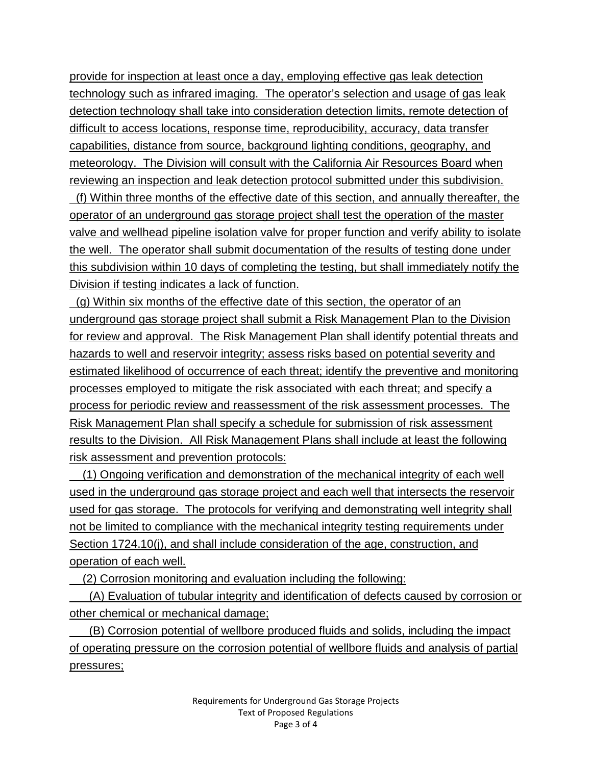provide for inspection at least once a day, employing effective gas leak detection technology such as infrared imaging. The operator's selection and usage of gas leak detection technology shall take into consideration detection limits, remote detection of difficult to access locations, response time, reproducibility, accuracy, data transfer capabilities, distance from source, background lighting conditions, geography, and meteorology. The Division will consult with the California Air Resources Board when reviewing an inspection and leak detection protocol submitted under this subdivision.

(f) Within three months of the effective date of this section, and annually thereafter, the operator of an underground gas storage project shall test the operation of the master valve and wellhead pipeline isolation valve for proper function and verify ability to isolate the well. The operator shall submit documentation of the results of testing done under this subdivision within 10 days of completing the testing, but shall immediately notify the Division if testing indicates a lack of function.

(g) Within six months of the effective date of this section, the operator of an underground gas storage project shall submit a Risk Management Plan to the Division for review and approval. The Risk Management Plan shall identify potential threats and hazards to well and reservoir integrity; assess risks based on potential severity and estimated likelihood of occurrence of each threat; identify the preventive and monitoring processes employed to mitigate the risk associated with each threat; and specify a process for periodic review and reassessment of the risk assessment processes. The Risk Management Plan shall specify a schedule for submission of risk assessment results to the Division. All Risk Management Plans shall include at least the following risk assessment and prevention protocols:

(1) Ongoing verification and demonstration of the mechanical integrity of each well used in the underground gas storage project and each well that intersects the reservoir used for gas storage. The protocols for verifying and demonstrating well integrity shall not be limited to compliance with the mechanical integrity testing requirements under Section 1724.10(j), and shall include consideration of the age, construction, and operation of each well.

(2) Corrosion monitoring and evaluation including the following:

(A) Evaluation of tubular integrity and identification of defects caused by corrosion or other chemical or mechanical damage;

(B) Corrosion potential of wellbore produced fluids and solids, including the impact of operating pressure on the corrosion potential of wellbore fluids and analysis of partial pressures;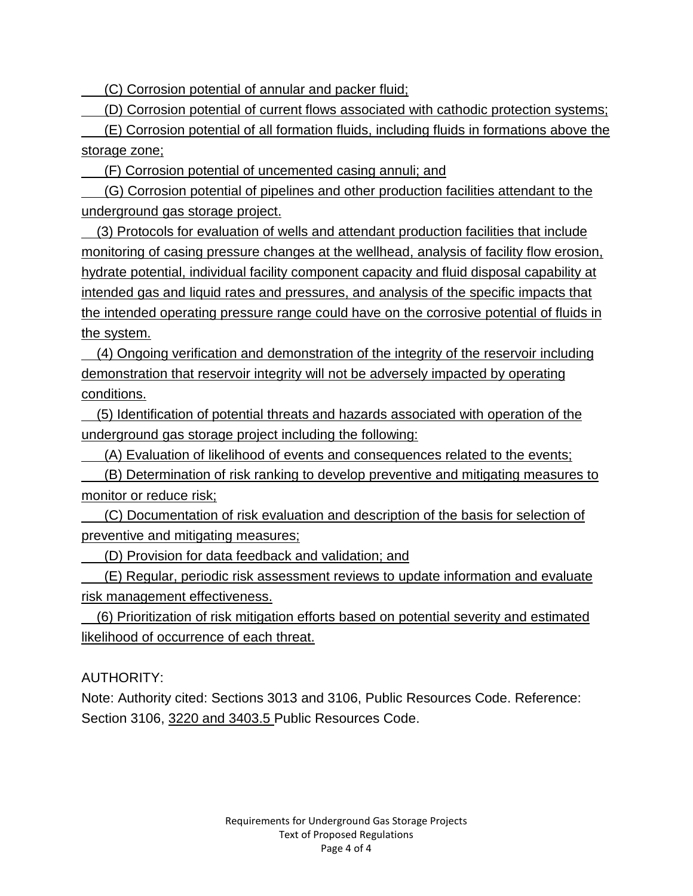(C) Corrosion potential of annular and packer fluid;

(D) Corrosion potential of current flows associated with cathodic protection systems;

(E) Corrosion potential of all formation fluids, including fluids in formations above the storage zone;

(F) Corrosion potential of uncemented casing annuli; and

(G) Corrosion potential of pipelines and other production facilities attendant to the underground gas storage project.

(3) Protocols for evaluation of wells and attendant production facilities that include monitoring of casing pressure changes at the wellhead, analysis of facility flow erosion, hydrate potential, individual facility component capacity and fluid disposal capability at intended gas and liquid rates and pressures, and analysis of the specific impacts that the intended operating pressure range could have on the corrosive potential of fluids in the system.

(4) Ongoing verification and demonstration of the integrity of the reservoir including demonstration that reservoir integrity will not be adversely impacted by operating conditions.

(5) Identification of potential threats and hazards associated with operation of the underground gas storage project including the following:

(A) Evaluation of likelihood of events and consequences related to the events;

(B) Determination of risk ranking to develop preventive and mitigating measures to monitor or reduce risk;

(C) Documentation of risk evaluation and description of the basis for selection of preventive and mitigating measures;

(D) Provision for data feedback and validation; and

(E) Regular, periodic risk assessment reviews to update information and evaluate risk management effectiveness.

(6) Prioritization of risk mitigation efforts based on potential severity and estimated likelihood of occurrence of each threat.

AUTHORITY:

Note: Authority cited: Sections 3013 and 3106, Public Resources Code. Reference: Section 3106, 3220 and 3403.5 Public Resources Code.